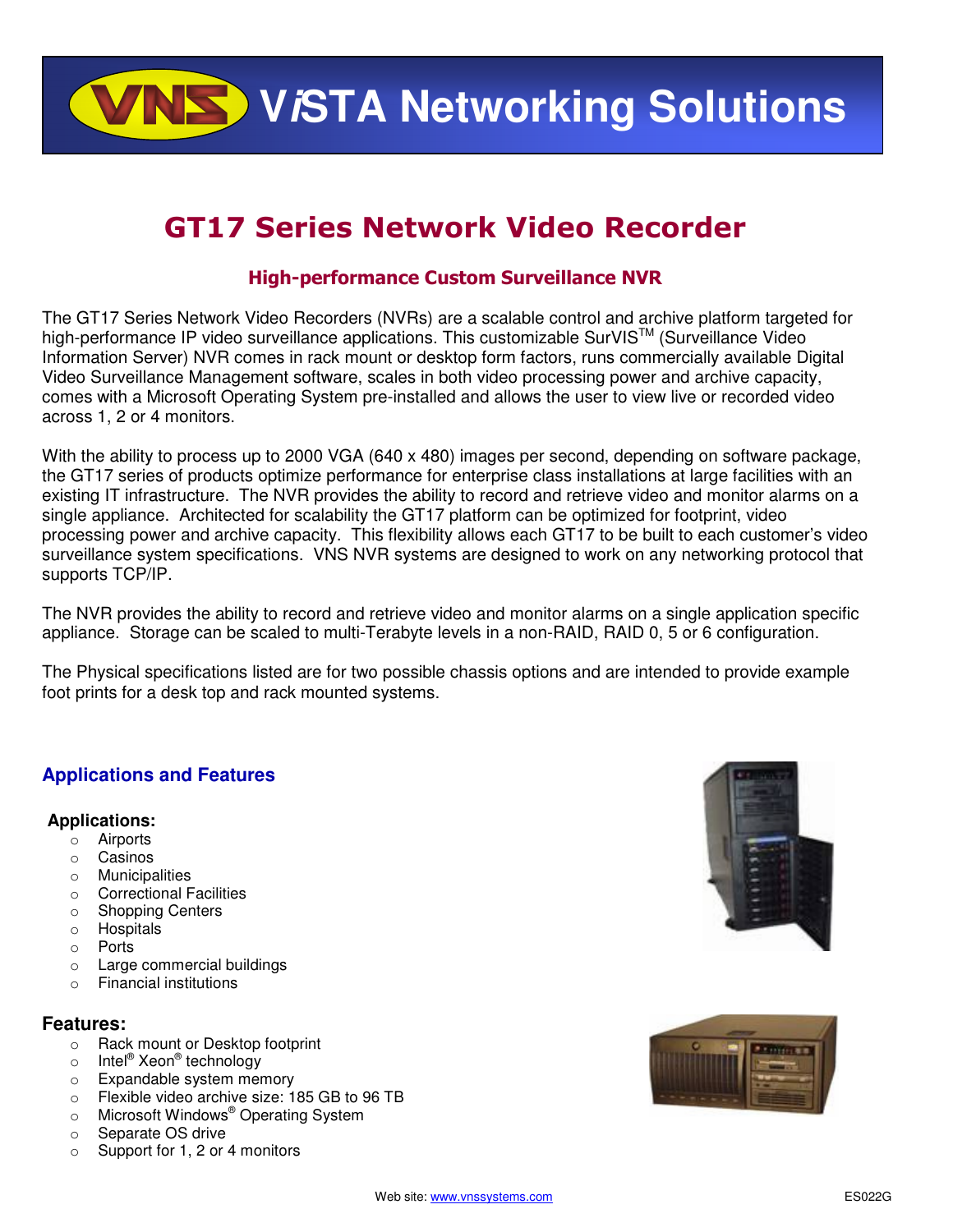# ViSTA Networking Solutions

## GT17 Series Network Video Recorder

### High-performance Custom Surveillance NVR

The GT17 Series Network Video Recorders (NVRs) are a scalable control and archive platform targeted for high-performance IP video surveillance applications. This customizable SurVIS™ (Surveillance Video Information Server) NVR comes in rack mount or desktop form factors, runs commercially available Digital Video Surveillance Management software, scales in both video processing power and archive capacity, comes with a Microsoft Operating System pre-installed and allows the user to view live or recorded video across 1, 2 or 4 monitors.

With the ability to process up to 2000 VGA (640 x 480) images per second, depending on software package, the GT17 series of products optimize performance for enterprise class installations at large facilities with an existing IT infrastructure. The NVR provides the ability to record and retrieve video and monitor alarms on a single appliance. Architected for scalability the GT17 platform can be optimized for footprint, video processing power and archive capacity. This flexibility allows each GT17 to be built to each customer's video surveillance system specifications. VNS NVR systems are designed to work on any networking protocol that supports TCP/IP.

The NVR provides the ability to record and retrieve video and monitor alarms on a single application specific appliance. Storage can be scaled to multi-Terabyte levels in a non-RAID, RAID 0, 5 or 6 configuration.

The Physical specifications listed are for two possible chassis options and are intended to provide example foot prints for a desk top and rack mounted systems.

## Applications and Features

**Applications:**

- Airports
- Casinos
- Municipalities
- Correctional Facilities
- Shopping Centers
- Hospitals
- Ports
- Large commercial buildings
- Financial institutions

**Features:**

- Rack mount or Desktop footprint
- Intel® Xeon® technology
- Expandable system memory
- Flexible video archive size: 185 GB to 96 TB
- Microsoft Windows® Operating System
- Separate OS drive
- Support for 1, 2 or 4 monitors

Web site: www.vnssystems.com

ES022G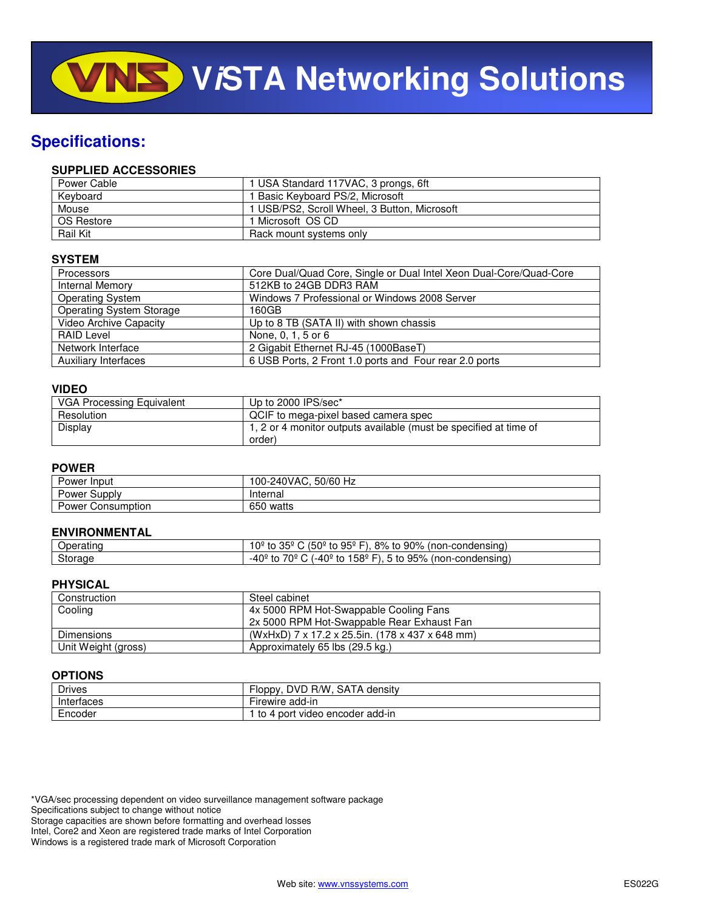# VISTA Networking Solutions

## Specifications:

### SUPPLIED ACCESSORIES

| | |
|---|---|
| Power Cable | 1 USA Standard 117VAC, 3 prongs, 6ft |
| Keyboard | 1 Basic Keyboard PS/2, Microsoft |
| Mouse | 1 USB/PS2, Scroll Wheel, 3 Button, Microsoft |
| OS Restore | 1 Microsoft OS CD |
| Rail Kit | Rack mount systems only |

### SYSTEM

| | |
|---|---|
| Processors | Core Dual/Quad Core, Single or Dual Intel Xeon Dual-Core/Quad-Core |
| Internal Memory | 512KB to 24GB DDR3 RAM |
| Operating System | Windows 7 Professional or Windows 2008 Server |
| Operating System Storage | 160GB |
| Video Archive Capacity | Up to 8 TB (SATA II) with shown chassis |
| RAID Level | None, 0, 1, 5 or 6 |
| Network Interface | 2 Gigabit Ethernet RJ-45 (1000BaseT) |
| Auxiliary Interfaces | 6 USB Ports, 2 Front 1.0 ports and Four rear 2.0 ports |

### VIDEO

| | |
|---|---|
| VGA Processing Equivalent | Up to 2000 IPS/sec* |
| Resolution | QCIF to mega-pixel based camera spec |
| Display | 1, 2 or 4 monitor outputs available (must be specified at time of order) |

### POWER

| | |
|---|---|
| Power Input | 100-240VAC, 50/60 Hz |
| Power Supply | Internal |
| Power Consumption | 650 watts |

### ENVIRONMENTAL

| | |
|---|---|
| Operating | 10º to 35º C (50º to 95º F), 8% to 90% (non-condensing) |
| Storage | -40º to 70º C (-40º to 158º F), 5 to 95% (non-condensing) |

### PHYSICAL

| | |
|---|---|
| Construction | Steel cabinet |
| Cooling | 4x 5000 RPM Hot-Swappable Cooling Fans<br>2x 5000 RPM Hot-Swappable Rear Exhaust Fan |
| Dimensions | (WxHxD) 7 x 17.2 x 25.5in. (178 x 437 x 648 mm) |
| Unit Weight (gross) | Approximately 65 lbs (29.5 kg.) |

### OPTIONS

| | |
|---|---|
| Drives | Floppy, DVD R/W, SATA density |
| Interfaces | Firewire add-in |
| Encoder | 1 to 4 port video encoder add-in |

*VGA/sec processing dependent on video surveillance management software package
Specifications subject to change without notice
Storage capacities are shown before formatting and overhead losses
Intel, Core2 and Xeon are registered trade marks of Intel Corporation
Windows is a registered trade mark of Microsoft Corporation

Web site: www.vnssystems.com

ES022G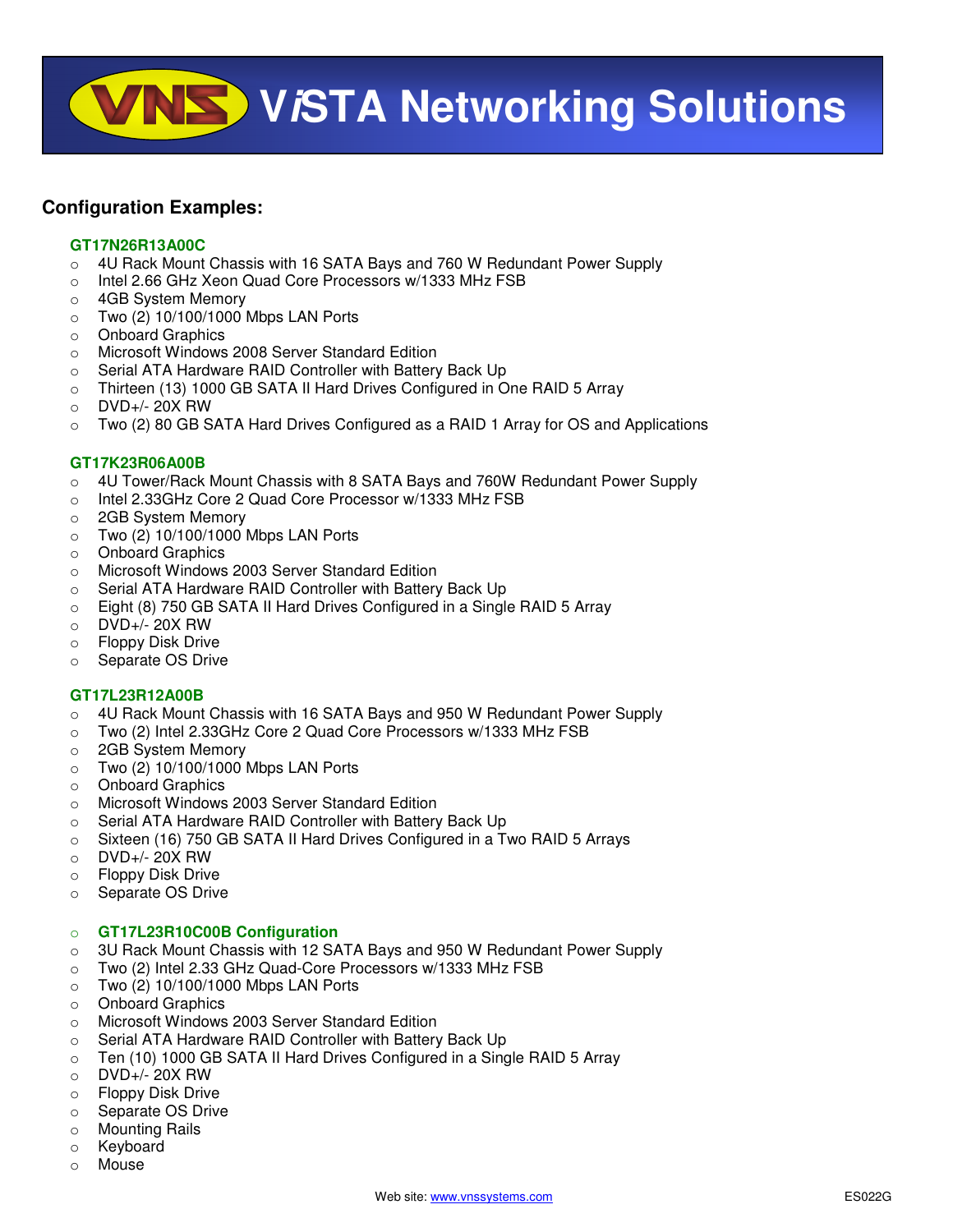# VNS ViSTA Networking Solutions

## Configuration Examples:

### GT17N26R13A00C

- 4U Rack Mount Chassis with 16 SATA Bays and 760 W Redundant Power Supply
- Intel 2.66 GHz Xeon Quad Core Processors w/1333 MHz FSB
- 4GB System Memory
- Two (2) 10/100/1000 Mbps LAN Ports
- Onboard Graphics
- Microsoft Windows 2008 Server Standard Edition
- Serial ATA Hardware RAID Controller with Battery Back Up
- Thirteen (13) 1000 GB SATA II Hard Drives Configured in One RAID 5 Array
- DVD+/- 20X RW
- Two (2) 80 GB SATA Hard Drives Configured as a RAID 1 Array for OS and Applications

### GT17K23R06A00B

- 4U Tower/Rack Mount Chassis with 8 SATA Bays and 760W Redundant Power Supply
- Intel 2.33GHz Core 2 Quad Core Processor w/1333 MHz FSB
- 2GB System Memory
- Two (2) 10/100/1000 Mbps LAN Ports
- Onboard Graphics
- Microsoft Windows 2003 Server Standard Edition
- Serial ATA Hardware RAID Controller with Battery Back Up
- Eight (8) 750 GB SATA II Hard Drives Configured in a Single RAID 5 Array
- DVD+/- 20X RW
- Floppy Disk Drive
- Separate OS Drive

### GT17L23R12A00B

- 4U Rack Mount Chassis with 16 SATA Bays and 950 W Redundant Power Supply
- Two (2) Intel 2.33GHz Core 2 Quad Core Processors w/1333 MHz FSB
- 2GB System Memory
- Two (2) 10/100/1000 Mbps LAN Ports
- Onboard Graphics
- Microsoft Windows 2003 Server Standard Edition
- Serial ATA Hardware RAID Controller with Battery Back Up
- Sixteen (16) 750 GB SATA II Hard Drives Configured in a Two RAID 5 Arrays
- DVD+/- 20X RW
- Floppy Disk Drive
- Separate OS Drive

### GT17L23R10C00B Configuration

- 3U Rack Mount Chassis with 12 SATA Bays and 950 W Redundant Power Supply
- Two (2) Intel 2.33 GHz Quad-Core Processors w/1333 MHz FSB
- Two (2) 10/100/1000 Mbps LAN Ports
- Onboard Graphics
- Microsoft Windows 2003 Server Standard Edition
- Serial ATA Hardware RAID Controller with Battery Back Up
- Ten (10) 1000 GB SATA II Hard Drives Configured in a Single RAID 5 Array
- DVD+/- 20X RW
- Floppy Disk Drive
- Separate OS Drive
- Mounting Rails
- Keyboard
- Mouse

Web site: www.vnssystems.com

ES022G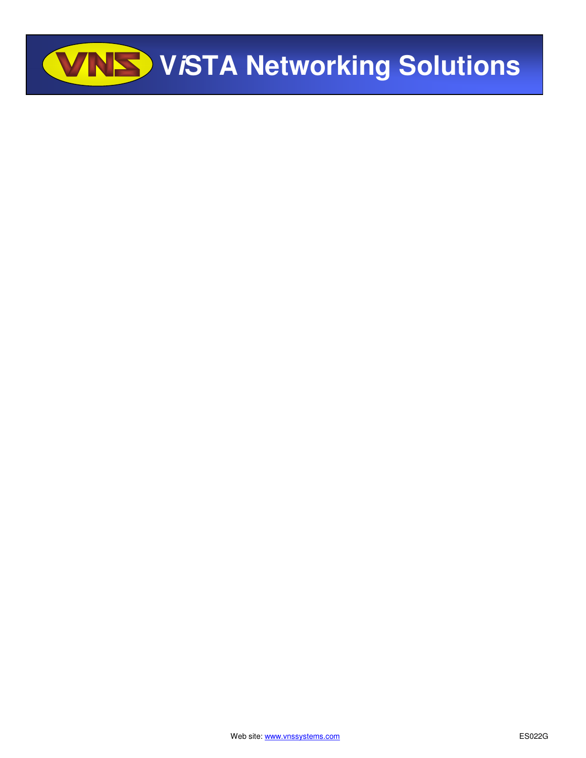# VNS ViSTA Networking Solutions

Web site: [www.vnssystems.com](http://www.vnssystems.com)

ES022G